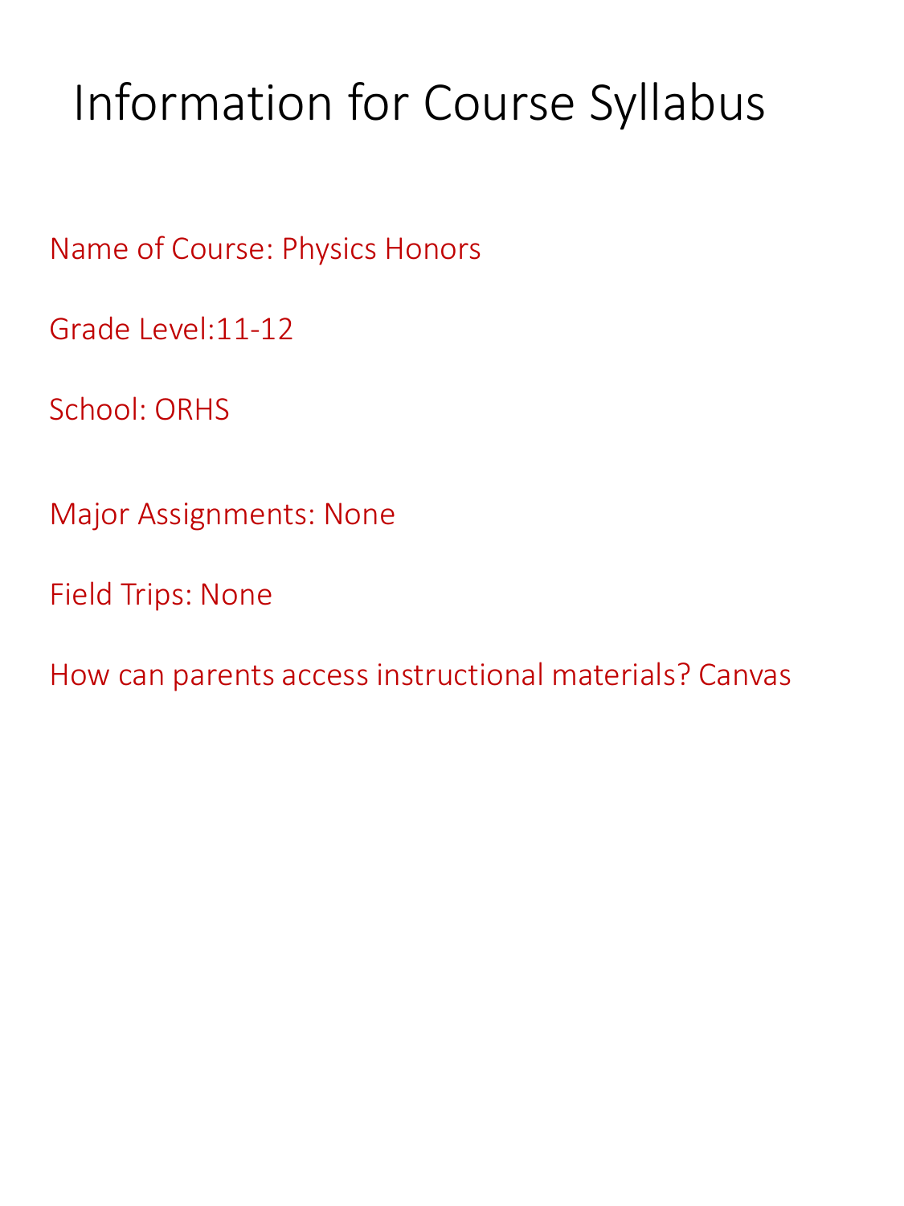# Information for Course Syllabus

Name of Course: Physics Honors

Grade Level:11-12

School: ORHS

Major Assignments: None

Field Trips: None

How can parents access instructional materials? Canvas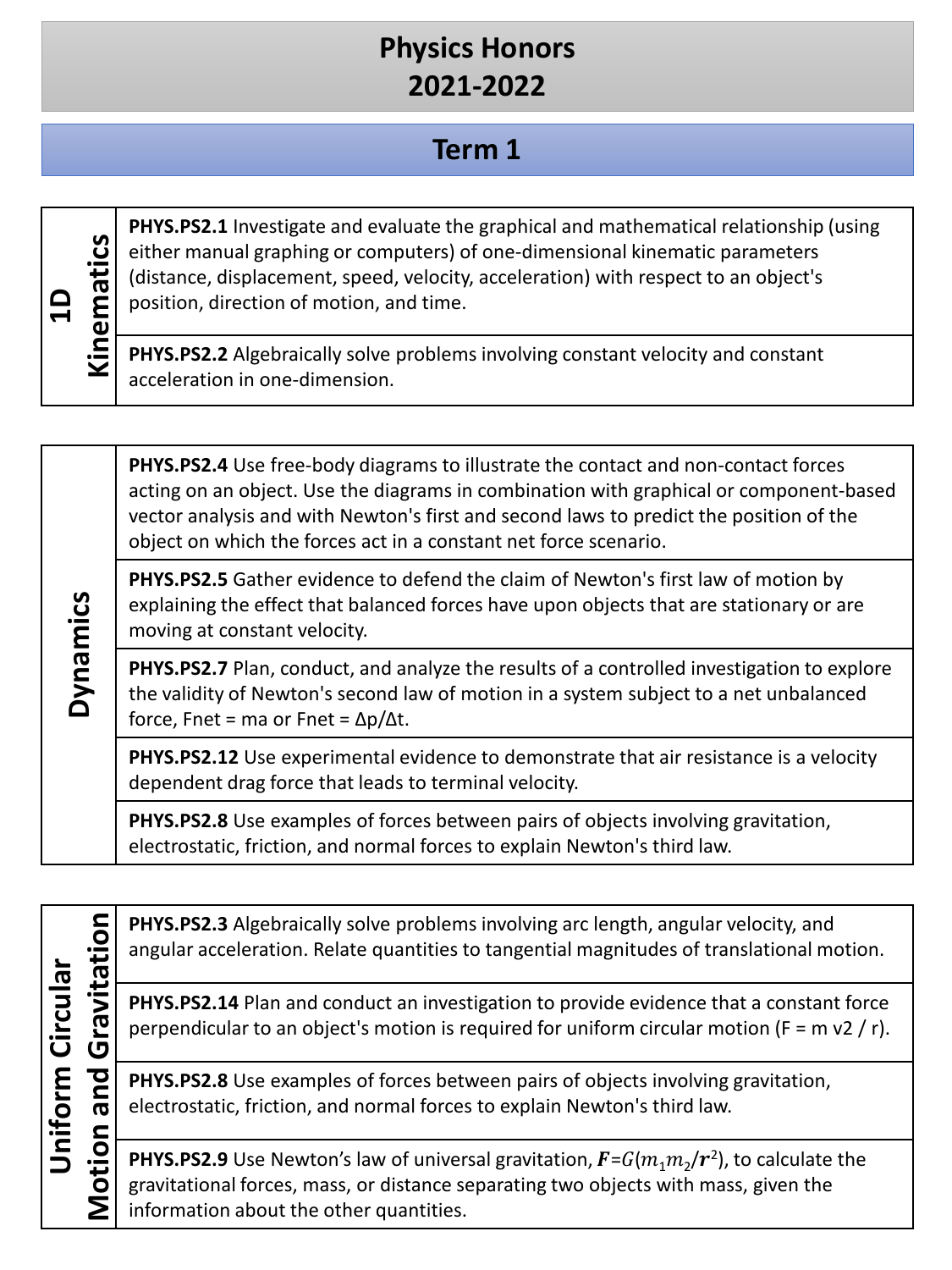# Physics Honors
# 2021-2022

## Term 1

| 1D Kinematics | |
|---|---|
| | **PHYS.PS2.1** Investigate and evaluate the graphical and mathematical relationship (using either manual graphing or computers) of one-dimensional kinematic parameters (distance, displacement, speed, velocity, acceleration) with respect to an object's position, direction of motion, and time. |
| | **PHYS.PS2.2** Algebraically solve problems involving constant velocity and constant acceleration in one-dimension. |

| Dynamics | |
|---|---|
| | **PHYS.PS2.4** Use free-body diagrams to illustrate the contact and non-contact forces acting on an object. Use the diagrams in combination with graphical or component-based vector analysis and with Newton's first and second laws to predict the position of the object on which the forces act in a constant net force scenario. |
| | **PHYS.PS2.5** Gather evidence to defend the claim of Newton's first law of motion by explaining the effect that balanced forces have upon objects that are stationary or are moving at constant velocity. |
| | **PHYS.PS2.7** Plan, conduct, and analyze the results of a controlled investigation to explore the validity of Newton's second law of motion in a system subject to a net unbalanced force, Fnet = ma or Fnet = Δp/Δt. |
| | **PHYS.PS2.12** Use experimental evidence to demonstrate that air resistance is a velocity dependent drag force that leads to terminal velocity. |
| | **PHYS.PS2.8** Use examples of forces between pairs of objects involving gravitation, electrostatic, friction, and normal forces to explain Newton's third law. |

| Uniform Circular Motion and Gravitation | |
|---|---|
| | **PHYS.PS2.3** Algebraically solve problems involving arc length, angular velocity, and angular acceleration. Relate quantities to tangential magnitudes of translational motion. |
| | **PHYS.PS2.14** Plan and conduct an investigation to provide evidence that a constant force perpendicular to an object's motion is required for uniform circular motion (F = m v2 / r). |
| | **PHYS.PS2.8** Use examples of forces between pairs of objects involving gravitation, electrostatic, friction, and normal forces to explain Newton's third law. |
| | **PHYS.PS2.9** Use Newton's law of universal gravitation, $\boldsymbol{F}=G(m_1 m_2/\boldsymbol{r}^2)$, to calculate the gravitational forces, mass, or distance separating two objects with mass, given the information about the other quantities. |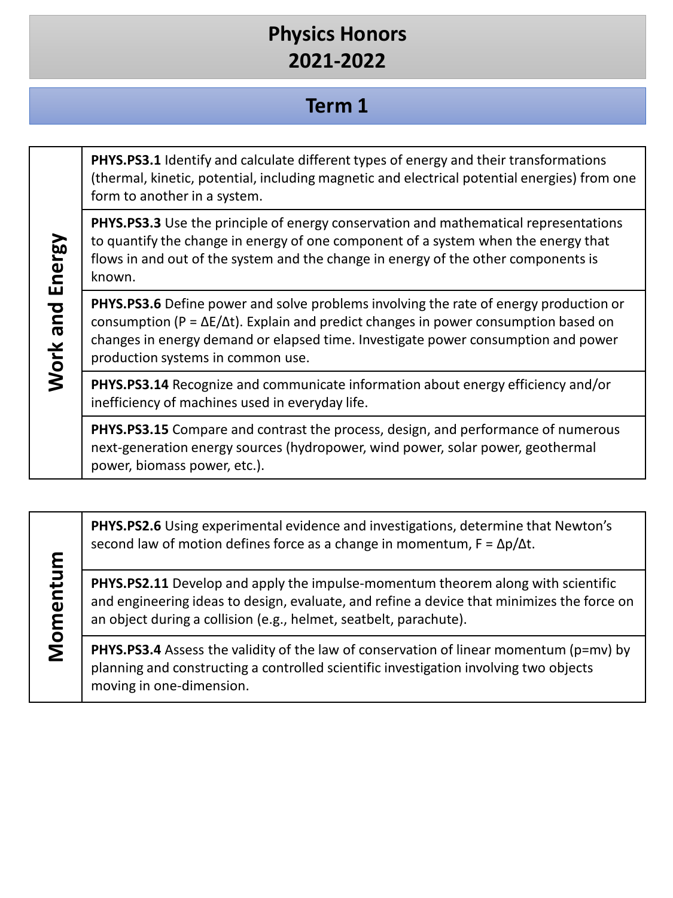# Physics Honors
# 2021-2022

## Term 1

| Work and Energy | |
|---|---|
| Work and Energy | **PHYS.PS3.1** Identify and calculate different types of energy and their transformations (thermal, kinetic, potential, including magnetic and electrical potential energies) from one form to another in a system. |
| | **PHYS.PS3.3** Use the principle of energy conservation and mathematical representations to quantify the change in energy of one component of a system when the energy that flows in and out of the system and the change in energy of the other components is known. |
| | **PHYS.PS3.6** Define power and solve problems involving the rate of energy production or consumption ($P = \Delta E/\Delta t$). Explain and predict changes in power consumption based on changes in energy demand or elapsed time. Investigate power consumption and power production systems in common use. |
| | **PHYS.PS3.14** Recognize and communicate information about energy efficiency and/or inefficiency of machines used in everyday life. |
| | **PHYS.PS3.15** Compare and contrast the process, design, and performance of numerous next-generation energy sources (hydropower, wind power, solar power, geothermal power, biomass power, etc.). |

| Momentum | |
|---|---|
| Momentum | **PHYS.PS2.6** Using experimental evidence and investigations, determine that Newton's second law of motion defines force as a change in momentum, $F = \Delta p/\Delta t$. |
| | **PHYS.PS2.11** Develop and apply the impulse-momentum theorem along with scientific and engineering ideas to design, evaluate, and refine a device that minimizes the force on an object during a collision (e.g., helmet, seatbelt, parachute). |
| | **PHYS.PS3.4** Assess the validity of the law of conservation of linear momentum ($p=mv$) by planning and constructing a controlled scientific investigation involving two objects moving in one-dimension. |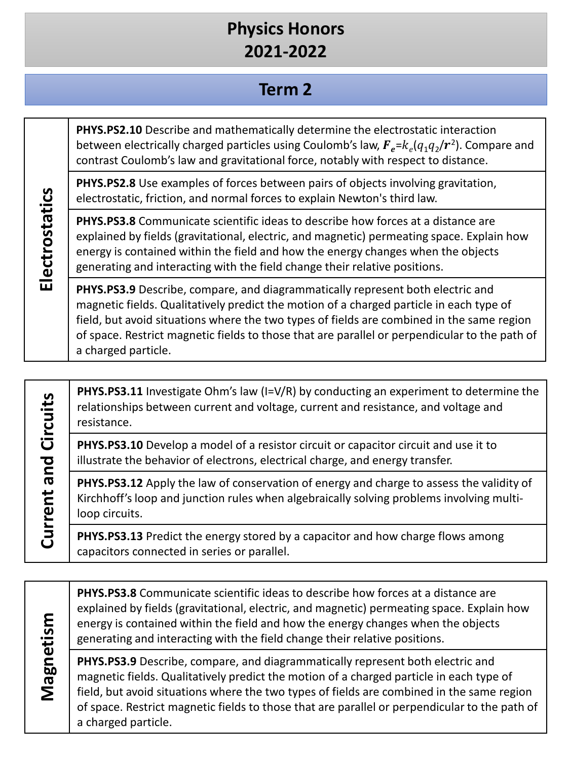# Physics Honors
# 2021-2022

## Term 2

| | |
|---|---|
| **Electrostatics** | **PHYS.PS2.10** Describe and mathematically determine the electrostatic interaction between electrically charged particles using Coulomb's law, $\boldsymbol{F_e}$=$k_e(q_1q_2/\boldsymbol{r}^2)$. Compare and contrast Coulomb's law and gravitational force, notably with respect to distance. |
| | **PHYS.PS2.8** Use examples of forces between pairs of objects involving gravitation, electrostatic, friction, and normal forces to explain Newton's third law. |
| | **PHYS.PS3.8** Communicate scientific ideas to describe how forces at a distance are explained by fields (gravitational, electric, and magnetic) permeating space. Explain how energy is contained within the field and how the energy changes when the objects generating and interacting with the field change their relative positions. |
| | **PHYS.PS3.9** Describe, compare, and diagrammatically represent both electric and magnetic fields. Qualitatively predict the motion of a charged particle in each type of field, but avoid situations where the two types of fields are combined in the same region of space. Restrict magnetic fields to those that are parallel or perpendicular to the path of a charged particle. |

| | |
|---|---|
| **Current and Circuits** | **PHYS.PS3.11** Investigate Ohm's law (I=V/R) by conducting an experiment to determine the relationships between current and voltage, current and resistance, and voltage and resistance. |
| | **PHYS.PS3.10** Develop a model of a resistor circuit or capacitor circuit and use it to illustrate the behavior of electrons, electrical charge, and energy transfer. |
| | **PHYS.PS3.12** Apply the law of conservation of energy and charge to assess the validity of Kirchhoff's loop and junction rules when algebraically solving problems involving multi-loop circuits. |
| | **PHYS.PS3.13** Predict the energy stored by a capacitor and how charge flows among capacitors connected in series or parallel. |

| | |
|---|---|
| **Magnetism** | **PHYS.PS3.8** Communicate scientific ideas to describe how forces at a distance are explained by fields (gravitational, electric, and magnetic) permeating space. Explain how energy is contained within the field and how the energy changes when the objects generating and interacting with the field change their relative positions. |
| | **PHYS.PS3.9** Describe, compare, and diagrammatically represent both electric and magnetic fields. Qualitatively predict the motion of a charged particle in each type of field, but avoid situations where the two types of fields are combined in the same region of space. Restrict magnetic fields to those that are parallel or perpendicular to the path of a charged particle. |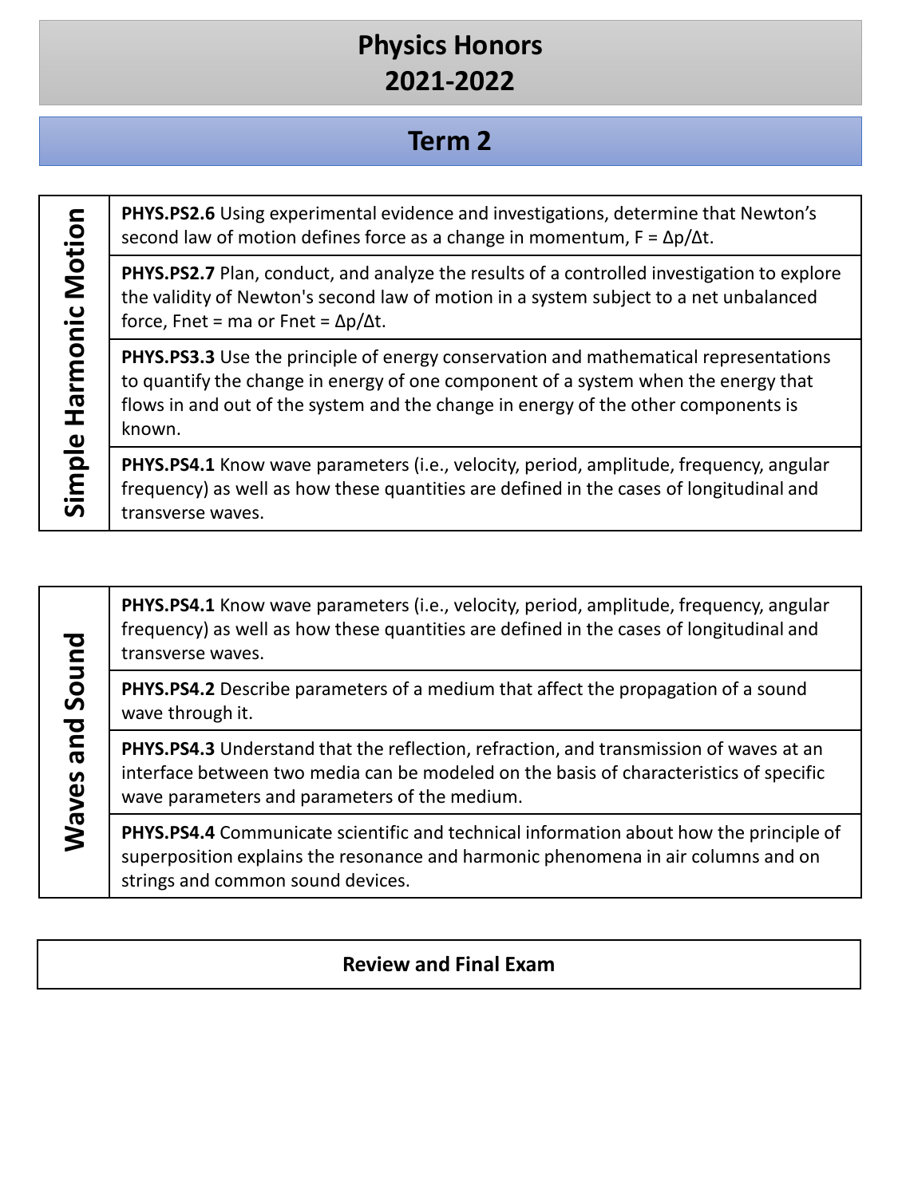# Physics Honors
# 2021-2022

## Term 2

| | |
|---|---|
| **Simple Harmonic Motion** | **PHYS.PS2.6** Using experimental evidence and investigations, determine that Newton's second law of motion defines force as a change in momentum, $F = \Delta p / \Delta t$. |
| | **PHYS.PS2.7** Plan, conduct, and analyze the results of a controlled investigation to explore the validity of Newton's second law of motion in a system subject to a net unbalanced force, $F_{net} = ma$ or $F_{net} = \Delta p / \Delta t$. |
| | **PHYS.PS3.3** Use the principle of energy conservation and mathematical representations to quantify the change in energy of one component of a system when the energy that flows in and out of the system and the change in energy of the other components is known. |
| | **PHYS.PS4.1** Know wave parameters (i.e., velocity, period, amplitude, frequency, angular frequency) as well as how these quantities are defined in the cases of longitudinal and transverse waves. |

| | |
|---|---|
| **Waves and Sound** | **PHYS.PS4.1** Know wave parameters (i.e., velocity, period, amplitude, frequency, angular frequency) as well as how these quantities are defined in the cases of longitudinal and transverse waves. |
| | **PHYS.PS4.2** Describe parameters of a medium that affect the propagation of a sound wave through it. |
| | **PHYS.PS4.3** Understand that the reflection, refraction, and transmission of waves at an interface between two media can be modeled on the basis of characteristics of specific wave parameters and parameters of the medium. |
| | **PHYS.PS4.4** Communicate scientific and technical information about how the principle of superposition explains the resonance and harmonic phenomena in air columns and on strings and common sound devices. |

**Review and Final Exam**